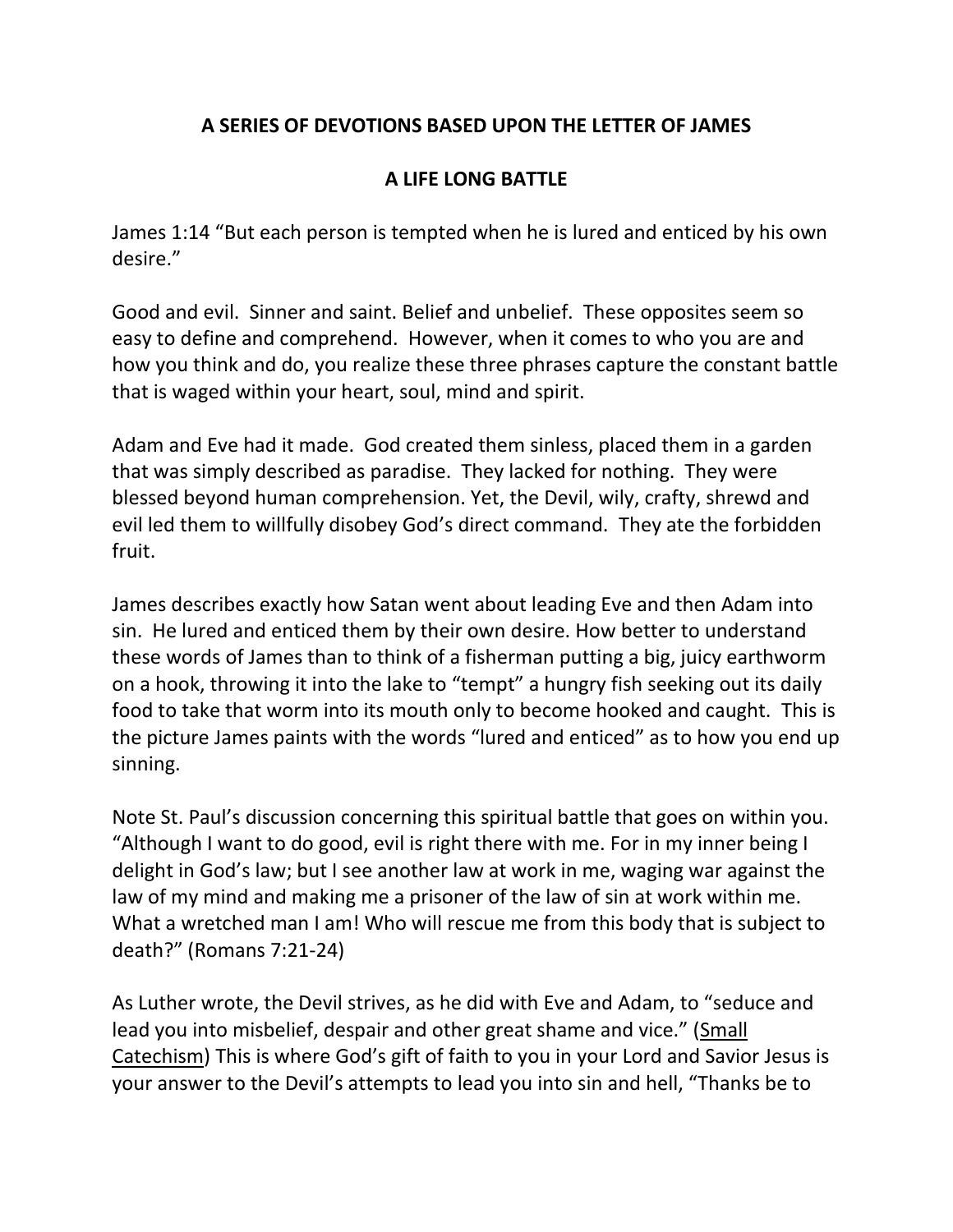## A SERIES OF DEVOTIONS BASED UPON THE LETTER OF JAMES

## A LIFE LONG BATTLE

James 1:14 "But each person is tempted when he is lured and enticed by his own desire."

Good and evil. Sinner and saint. Belief and unbelief. These opposites seem so easy to define and comprehend. However, when it comes to who you are and how you think and do, you realize these three phrases capture the constant battle that is waged within your heart, soul, mind and spirit.

Adam and Eve had it made. God created them sinless, placed them in a garden that was simply described as paradise. They lacked for nothing. They were blessed beyond human comprehension. Yet, the Devil, wily, crafty, shrewd and evil led them to willfully disobey God's direct command. They ate the forbidden fruit.

James describes exactly how Satan went about leading Eve and then Adam into sin. He lured and enticed them by their own desire. How better to understand these words of James than to think of a fisherman putting a big, juicy earthworm on a hook, throwing it into the lake to "tempt" a hungry fish seeking out its daily food to take that worm into its mouth only to become hooked and caught. This is the picture James paints with the words "lured and enticed" as to how you end up sinning.

Note St. Paul's discussion concerning this spiritual battle that goes on within you. "Although I want to do good, evil is right there with me. For in my inner being I delight in God's law; but I see another law at work in me, waging war against the law of my mind and making me a prisoner of the law of sin at work within me. What a wretched man I am! Who will rescue me from this body that is subject to death?" (Romans 7:21-24)

As Luther wrote, the Devil strives, as he did with Eve and Adam, to "seduce and lead you into misbelief, despair and other great shame and vice." (Small Catechism) This is where God's gift of faith to you in your Lord and Savior Jesus is your answer to the Devil's attempts to lead you into sin and hell, "Thanks be to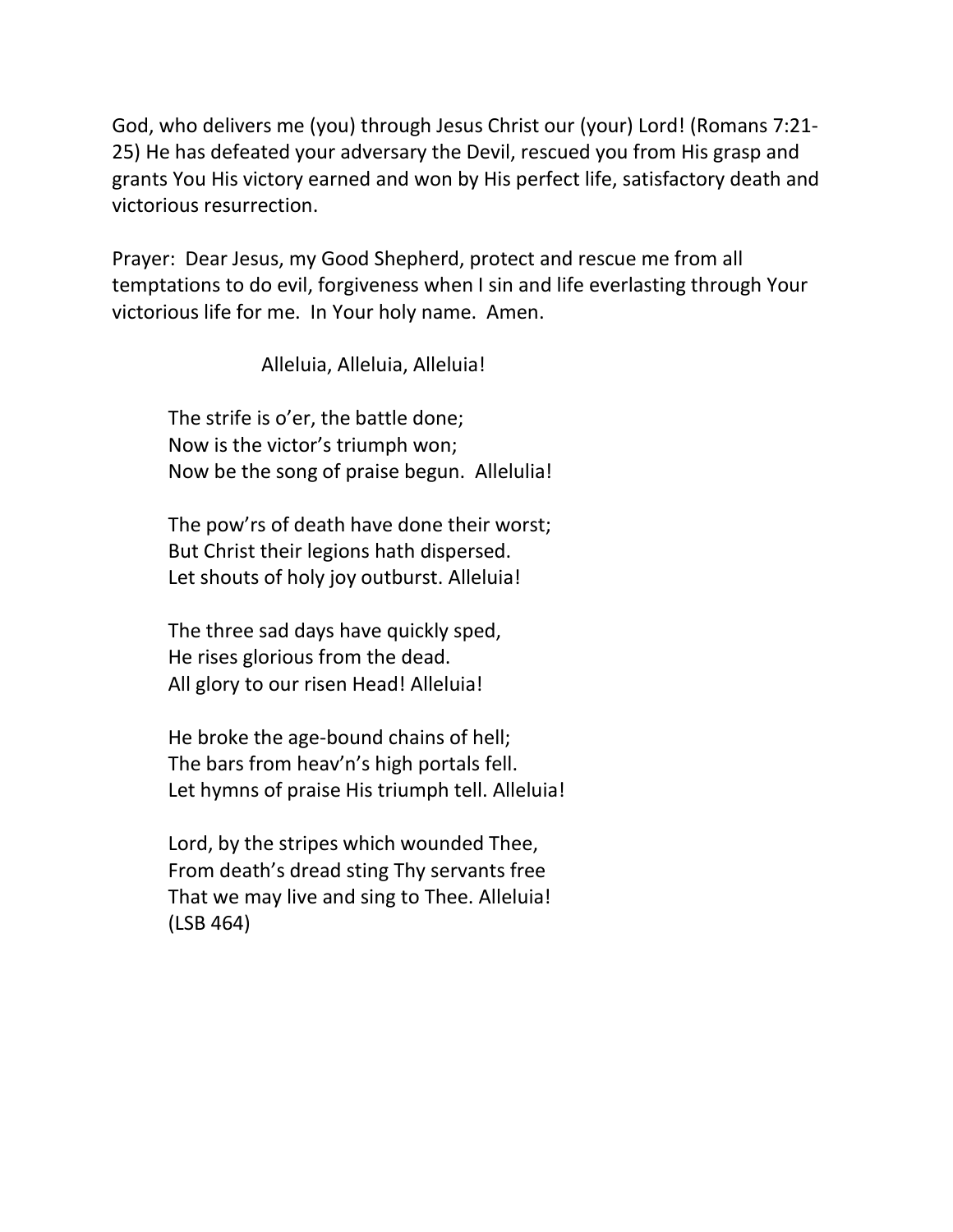God, who delivers me (you) through Jesus Christ our (your) Lord! (Romans 7:21-25) He has defeated your adversary the Devil, rescued you from His grasp and grants You His victory earned and won by His perfect life, satisfactory death and victorious resurrection.

Prayer: Dear Jesus, my Good Shepherd, protect and rescue me from all temptations to do evil, forgiveness when I sin and life everlasting through Your victorious life for me. In Your holy name. Amen.

Alleluia, Alleluia, Alleluia!

The strife is o'er, the battle done;
Now is the victor's triumph won;
Now be the song of praise begun. Allelulia!

The pow'rs of death have done their worst;
But Christ their legions hath dispersed.
Let shouts of holy joy outburst. Alleluia!

The three sad days have quickly sped,
He rises glorious from the dead.
All glory to our risen Head! Alleluia!

He broke the age-bound chains of hell;
The bars from heav'n's high portals fell.
Let hymns of praise His triumph tell. Alleluia!

Lord, by the stripes which wounded Thee,
From death's dread sting Thy servants free
That we may live and sing to Thee. Alleluia!
(LSB 464)